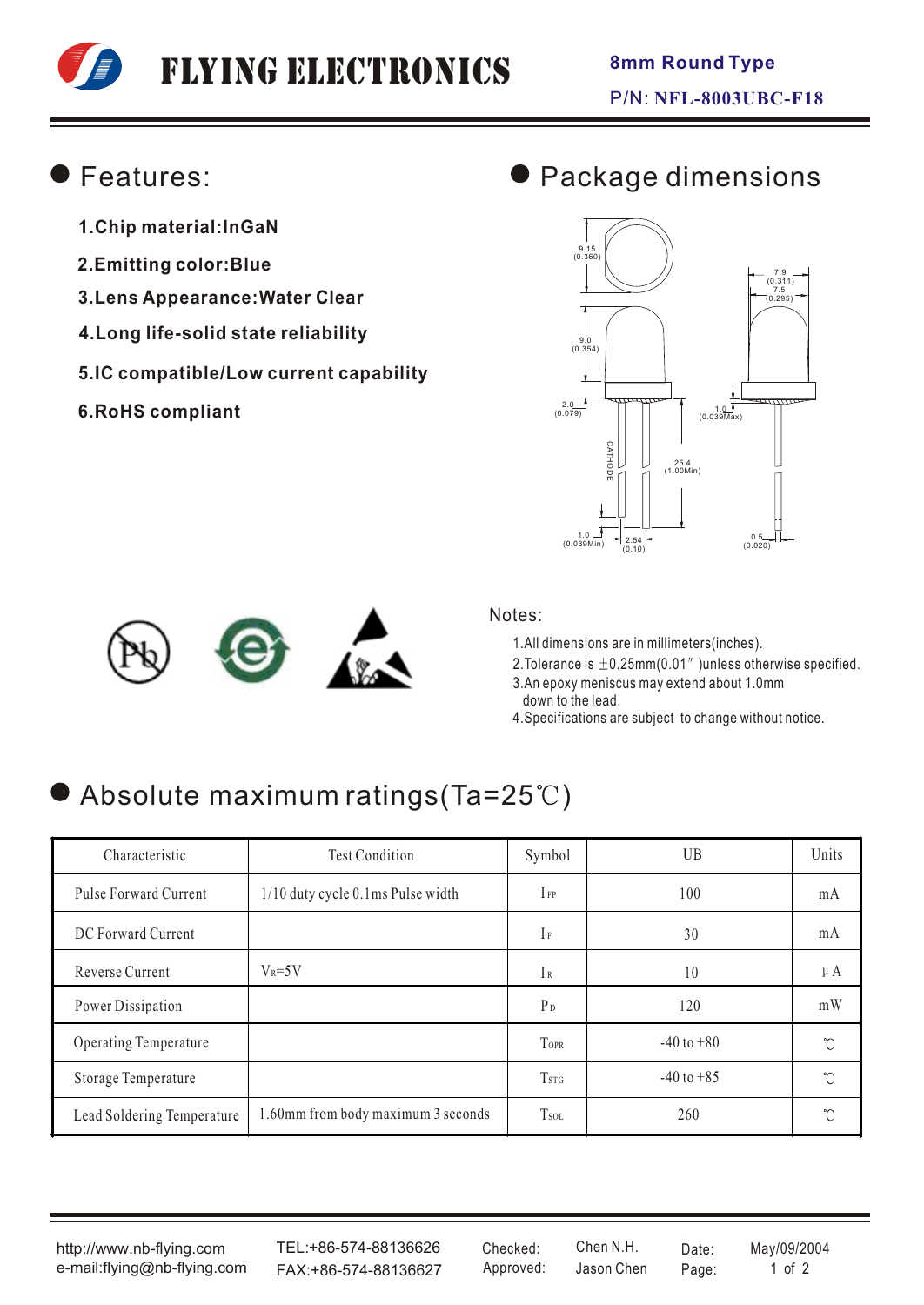# FLYING ELECTRONICS

**8mm Round Type**

P/N: **NFL-8003UBC-F18**

## Features:

1. **Chip material:InGaN**
2. **Emitting color:Blue**
3. **Lens Appearance:Water Clear**
4. **Long life-solid state reliability**
5. **IC compatible/Low current capability**
6. **RoHS compliant**

## Package dimensions

Notes:

1. All dimensions are in millimeters(inches).
2. Tolerance is ±0.25mm(0.01″)unless otherwise specified.
3. An epoxy meniscus may extend about 1.0mm down to the lead.
4. Specifications are subject to change without notice.

## Absolute maximum ratings(Ta=25℃)

| Characteristic | Test Condition | Symbol | UB | Units |
|---|---|---|---|---|
| Pulse Forward Current | 1/10 duty cycle 0.1ms Pulse width | $I_{FP}$ | 100 | mA |
| DC Forward Current | | $I_F$ | 30 | mA |
| Reverse Current | $V_R$=5V | $I_R$ | 10 | μA |
| Power Dissipation | | $P_D$ | 120 | mW |
| Operating Temperature | | $T_{OPR}$ | -40 to +80 | ℃ |
| Storage Temperature | | $T_{STG}$ | -40 to +85 | ℃ |
| Lead Soldering Temperature | 1.60mm from body maximum 3 seconds | $T_{SOL}$ | 260 | ℃ |

http://www.nb-flying.com
e-mail:flying@nb-flying.com

TEL:+86-574-88136626
FAX:+86-574-88136627

Checked: Chen N.H.
Approved: Jason Chen

Date: May/09/2004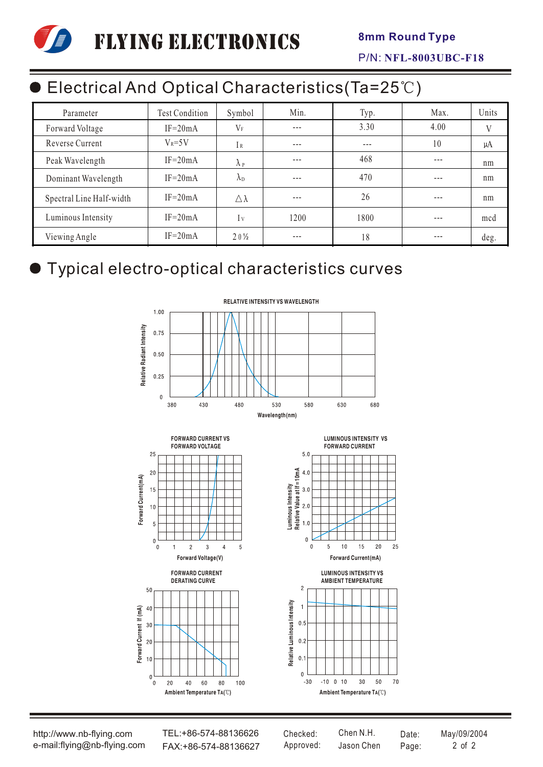FLYING ELECTRONICS

8mm Round Type

P/N: **NFL-8003UBC-F18**

## Electrical And Optical Characteristics(Ta=25℃)

| Parameter | Test Condition | Symbol | Min. | Typ. | Max. | Units |
|---|---|---|---|---|---|---|
| Forward Voltage | IF=20mA | $V_F$ | --- | 3.30 | 4.00 | V |
| Reverse Current | $V_R$=5V | $I_R$ | --- | --- | 10 | μA |
| Peak Wavelength | IF=20mA | $\lambda_P$ | --- | 468 | --- | nm |
| Dominant Wavelength | IF=20mA | $\lambda_D$ | --- | 470 | --- | nm |
| Spectral Line Half-width | IF=20mA | $\triangle\lambda$ | --- | 26 | --- | nm |
| Luminous Intensity | IF=20mA | $I_V$ | 1200 | 1800 | --- | mcd |
| Viewing Angle | IF=20mA | $2\theta½$ | --- | 18 | --- | deg. |

## Typical electro-optical characteristics curves

RELATIVE INTENSITY VS WAVELENGTH

Relative Radiant Intensity

1.00
0.75
0.50
0.25
0

380 430 480 530 580 630 680

Wavelength(nm)

FORWARD CURRENT VS FORWARD VOLTAGE

Forward Current(mA)

25
20
15
10
5
0

0 1 2 3 4 5

Forward Voltage(V)

LUMINOUS INTENSITY VS FORWARD CURRENT

Luminous Intensity Relative Value at If=10mA

5.0
4.0
3.0
2.0
1.0
0

0 5 10 15 20 25

Forward Current(mA)

FORWARD CURRENT DERATING CURVE

Forward Current If (mA)

50
40
30
20
10
0

0 20 40 60 80 100

Ambient Temperature TA(℃)

LUMINOUS INTENSITY VS AMBIENT TEMPERATURE

Relative Luminous Intensity

2
1
0.5
0.2
0.1
0

-30 -10 0 10 30 50 70

Ambient Temperature TA(℃)

http://www.nb-flying.com
e-mail:flying@nb-flying.com

TEL:+86-574-88136626
FAX:+86-574-88136627

Checked: Chen N.H.
Approved: Jason Chen

Date: May/09/2004